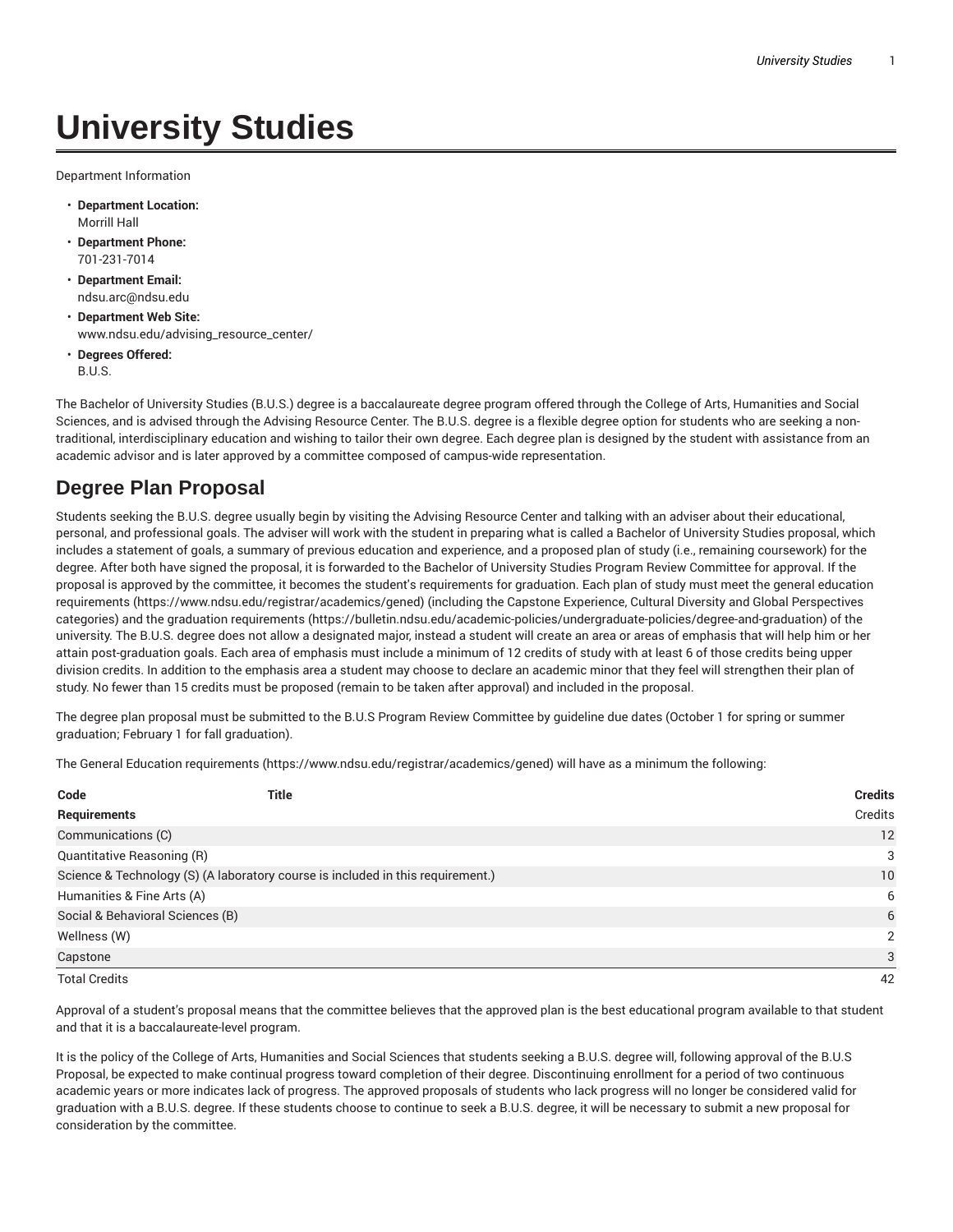# University Studies

Department Information

- **Department Location:**
  Morrill Hall
- **Department Phone:**
  701-231-7014
- **Department Email:**
  ndsu.arc@ndsu.edu
- **Department Web Site:**
  www.ndsu.edu/advising_resource_center/
- **Degrees Offered:**
  B.U.S.

The Bachelor of University Studies (B.U.S.) degree is a baccalaureate degree program offered through the College of Arts, Humanities and Social Sciences, and is advised through the Advising Resource Center. The B.U.S. degree is a flexible degree option for students who are seeking a non-traditional, interdisciplinary education and wishing to tailor their own degree. Each degree plan is designed by the student with assistance from an academic advisor and is later approved by a committee composed of campus-wide representation.

## Degree Plan Proposal

Students seeking the B.U.S. degree usually begin by visiting the Advising Resource Center and talking with an adviser about their educational, personal, and professional goals. The adviser will work with the student in preparing what is called a Bachelor of University Studies proposal, which includes a statement of goals, a summary of previous education and experience, and a proposed plan of study (i.e., remaining coursework) for the degree. After both have signed the proposal, it is forwarded to the Bachelor of University Studies Program Review Committee for approval. If the proposal is approved by the committee, it becomes the student's requirements for graduation. Each plan of study must meet the general education requirements (https://www.ndsu.edu/registrar/academics/gened) (including the Capstone Experience, Cultural Diversity and Global Perspectives categories) and the graduation requirements (https://bulletin.ndsu.edu/academic-policies/undergraduate-policies/degree-and-graduation) of the university. The B.U.S. degree does not allow a designated major, instead a student will create an area or areas of emphasis that will help him or her attain post-graduation goals. Each area of emphasis must include a minimum of 12 credits of study with at least 6 of those credits being upper division credits. In addition to the emphasis area a student may choose to declare an academic minor that they feel will strengthen their plan of study. No fewer than 15 credits must be proposed (remain to be taken after approval) and included in the proposal.

The degree plan proposal must be submitted to the B.U.S Program Review Committee by guideline due dates (October 1 for spring or summer graduation; February 1 for fall graduation).

The General Education requirements (https://www.ndsu.edu/registrar/academics/gened) will have as a minimum the following:

| Code | Title | Credits |
|---|---|---|
| **Requirements** | | Credits |
| Communications (C) | | 12 |
| Quantitative Reasoning (R) | | 3 |
| Science & Technology (S) (A laboratory course is included in this requirement.) | | 10 |
| Humanities & Fine Arts (A) | | 6 |
| Social & Behavioral Sciences (B) | | 6 |
| Wellness (W) | | 2 |
| Capstone | | 3 |
| Total Credits | | 42 |

Approval of a student's proposal means that the committee believes that the approved plan is the best educational program available to that student and that it is a baccalaureate-level program.

It is the policy of the College of Arts, Humanities and Social Sciences that students seeking a B.U.S. degree will, following approval of the B.U.S Proposal, be expected to make continual progress toward completion of their degree. Discontinuing enrollment for a period of two continuous academic years or more indicates lack of progress. The approved proposals of students who lack progress will no longer be considered valid for graduation with a B.U.S. degree. If these students choose to continue to seek a B.U.S. degree, it will be necessary to submit a new proposal for consideration by the committee.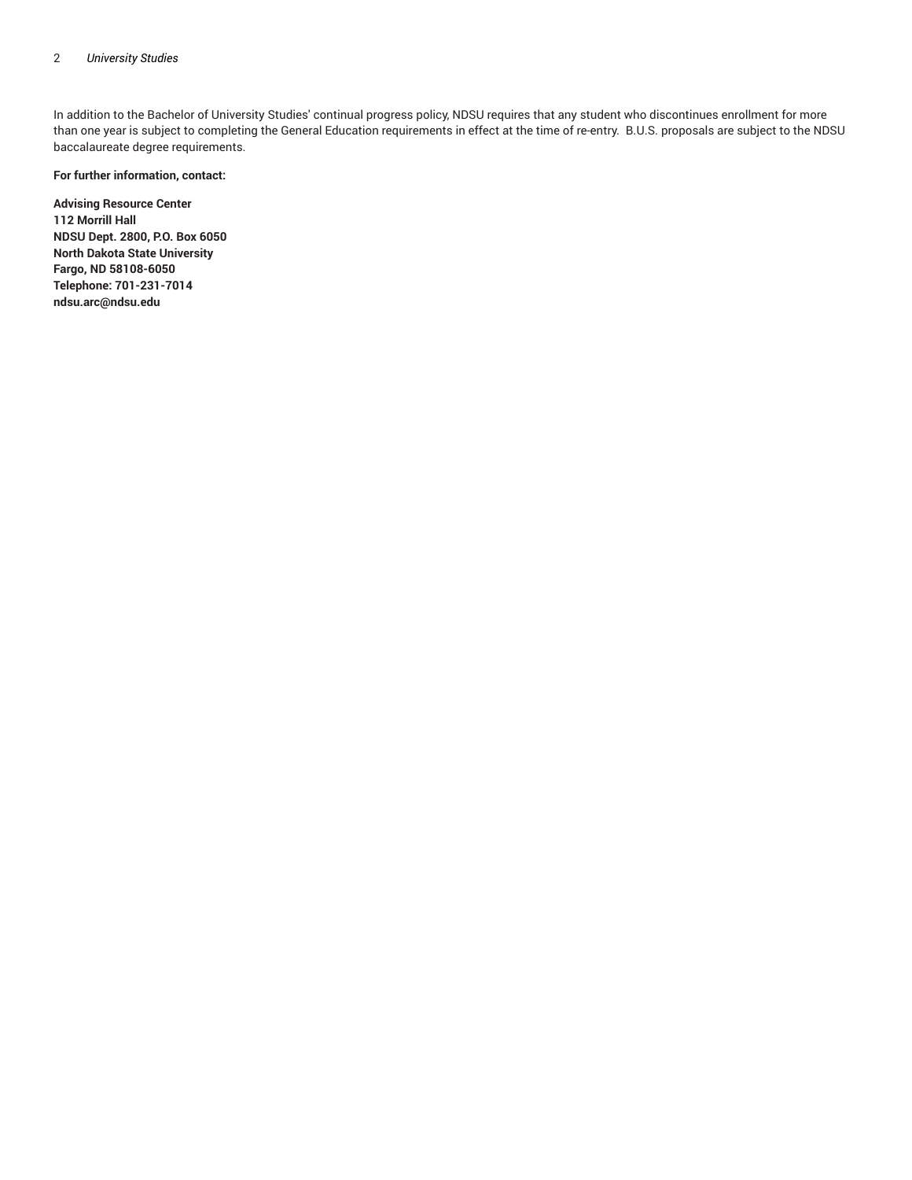In addition to the Bachelor of University Studies' continual progress policy, NDSU requires that any student who discontinues enrollment for more than one year is subject to completing the General Education requirements in effect at the time of re-entry.  B.U.S. proposals are subject to the NDSU baccalaureate degree requirements.

**For further information, contact:**

**Advising Resource Center**
**112 Morrill Hall**
**NDSU Dept. 2800, P.O. Box 6050**
**North Dakota State University**
**Fargo, ND 58108-6050**
**Telephone: 701-231-7014**
**ndsu.arc@ndsu.edu**